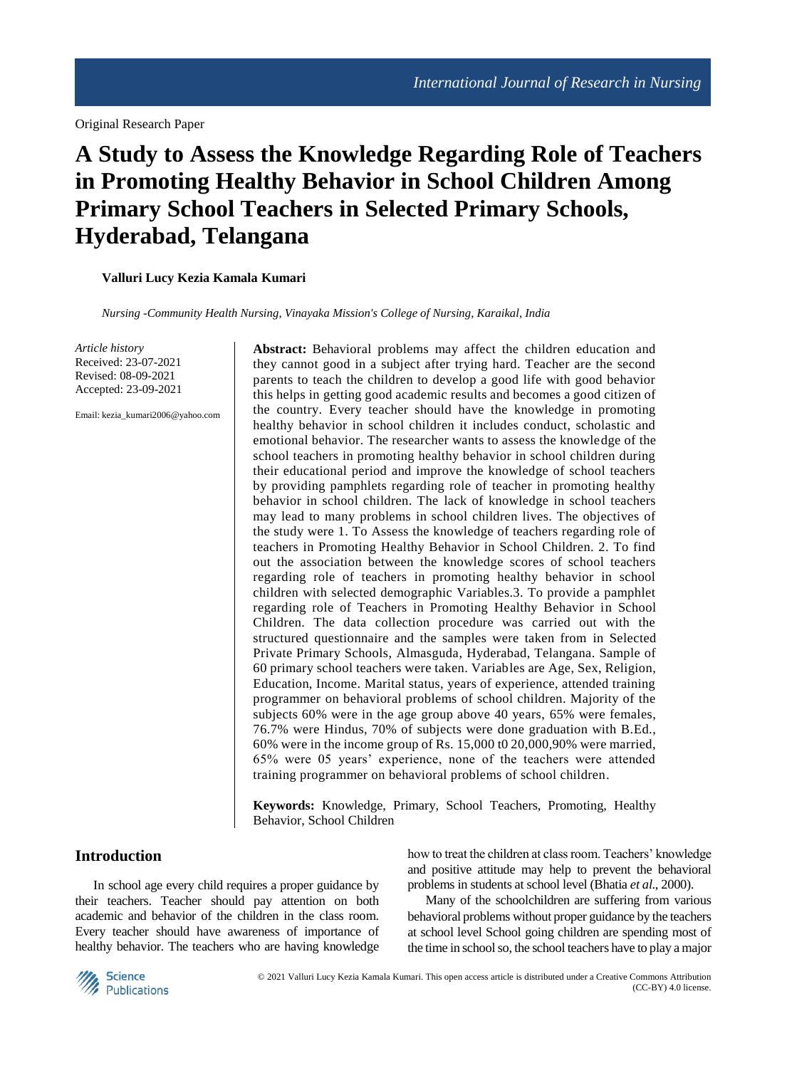Original Research Paper

# A Study to Assess the Knowledge Regarding Role of Teachers in Promoting Healthy Behavior in School Children Among Primary School Teachers in Selected Primary Schools, Hyderabad, Telangana

**Valluri Lucy Kezia Kamala Kumari**

*Nursing -Community Health Nursing, Vinayaka Mission's College of Nursing, Karaikal, India*

*Article history*
Received: 23-07-2021
Revised: 08-09-2021
Accepted: 23-09-2021

Email: kezia_kumari2006@yahoo.com

**Abstract:** Behavioral problems may affect the children education and they cannot good in a subject after trying hard. Teacher are the second parents to teach the children to develop a good life with good behavior this helps in getting good academic results and becomes a good citizen of the country. Every teacher should have the knowledge in promoting healthy behavior in school children it includes conduct, scholastic and emotional behavior. The researcher wants to assess the knowledge of the school teachers in promoting healthy behavior in school children during their educational period and improve the knowledge of school teachers by providing pamphlets regarding role of teacher in promoting healthy behavior in school children. The lack of knowledge in school teachers may lead to many problems in school children lives. The objectives of the study were 1. To Assess the knowledge of teachers regarding role of teachers in Promoting Healthy Behavior in School Children. 2. To find out the association between the knowledge scores of school teachers regarding role of teachers in promoting healthy behavior in school children with selected demographic Variables.3. To provide a pamphlet regarding role of Teachers in Promoting Healthy Behavior in School Children. The data collection procedure was carried out with the structured questionnaire and the samples were taken from in Selected Private Primary Schools, Almasguda, Hyderabad, Telangana. Sample of 60 primary school teachers were taken. Variables are Age, Sex, Religion, Education, Income. Marital status, years of experience, attended training programmer on behavioral problems of school children. Majority of the subjects 60% were in the age group above 40 years, 65% were females, 76.7% were Hindus, 70% of subjects were done graduation with B.Ed., 60% were in the income group of Rs. 15,000 t0 20,000,90% were married, 65% were 05 years' experience, none of the teachers were attended training programmer on behavioral problems of school children.

**Keywords:** Knowledge, Primary, School Teachers, Promoting, Healthy Behavior, School Children

## Introduction

In school age every child requires a proper guidance by their teachers. Teacher should pay attention on both academic and behavior of the children in the class room. Every teacher should have awareness of importance of healthy behavior. The teachers who are having knowledge how to treat the children at class room. Teachers' knowledge and positive attitude may help to prevent the behavioral problems in students at school level (Bhatia *et al*., 2000).

Many of the schoolchildren are suffering from various behavioral problems without proper guidance by the teachers at school level School going children are spending most of the time in school so, the school teachers have to play a major

© 2021 Valluri Lucy Kezia Kamala Kumari. This open access article is distributed under a Creative Commons Attribution (CC-BY) 4.0 license.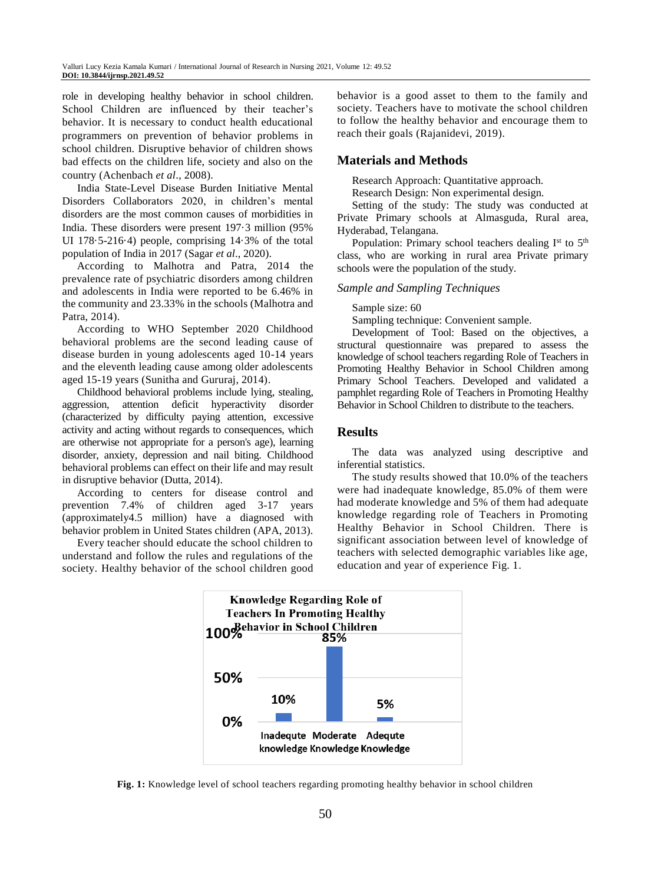role in developing healthy behavior in school children. School Children are influenced by their teacher's behavior. It is necessary to conduct health educational programmers on prevention of behavior problems in school children. Disruptive behavior of children shows bad effects on the children life, society and also on the country (Achenbach *et al*., 2008).

India State-Level Disease Burden Initiative Mental Disorders Collaborators 2020, in children's mental disorders are the most common causes of morbidities in India. These disorders were present 197·3 million (95% UI 178·5-216·4) people, comprising 14·3% of the total population of India in 2017 (Sagar *et al*., 2020).

According to Malhotra and Patra, 2014 the prevalence rate of psychiatric disorders among children and adolescents in India were reported to be 6.46% in the community and 23.33% in the schools (Malhotra and Patra, 2014).

According to WHO September 2020 Childhood behavioral problems are the second leading cause of disease burden in young adolescents aged 10-14 years and the eleventh leading cause among older adolescents aged 15-19 years (Sunitha and Gururaj, 2014).

Childhood behavioral problems include lying, stealing, aggression, attention deficit hyperactivity disorder (characterized by difficulty paying attention, excessive activity and acting without regards to consequences, which are otherwise not appropriate for a person's age), learning disorder, anxiety, depression and nail biting. Childhood behavioral problems can effect on their life and may result in disruptive behavior (Dutta, 2014).

According to centers for disease control and prevention 7.4% of children aged 3-17 years (approximately4.5 million) have a diagnosed with behavior problem in United States children (APA, 2013).

Every teacher should educate the school children to understand and follow the rules and regulations of the society. Healthy behavior of the school children good behavior is a good asset to them to the family and society. Teachers have to motivate the school children to follow the healthy behavior and encourage them to reach their goals (Rajanidevi, 2019).

## Materials and Methods

Research Approach: Quantitative approach.

Research Design: Non experimental design.

Setting of the study: The study was conducted at Private Primary schools at Almasguda, Rural area, Hyderabad, Telangana.

Population: Primary school teachers dealing I$^{st}$ to 5$^{th}$ class, who are working in rural area Private primary schools were the population of the study.

### *Sample and Sampling Techniques*

Sample size: 60

Sampling technique: Convenient sample.

Development of Tool: Based on the objectives, a structural questionnaire was prepared to assess the knowledge of school teachers regarding Role of Teachers in Promoting Healthy Behavior in School Children among Primary School Teachers. Developed and validated a pamphlet regarding Role of Teachers in Promoting Healthy Behavior in School Children to distribute to the teachers.

## Results

The data was analyzed using descriptive and inferential statistics.

The study results showed that 10.0% of the teachers were had inadequate knowledge, 85.0% of them were had moderate knowledge and 5% of them had adequate knowledge regarding role of Teachers in Promoting Healthy Behavior in School Children. There is significant association between level of knowledge of teachers with selected demographic variables like age, education and year of experience Fig. 1.

**Fig. 1:** Knowledge level of school teachers regarding promoting healthy behavior in school children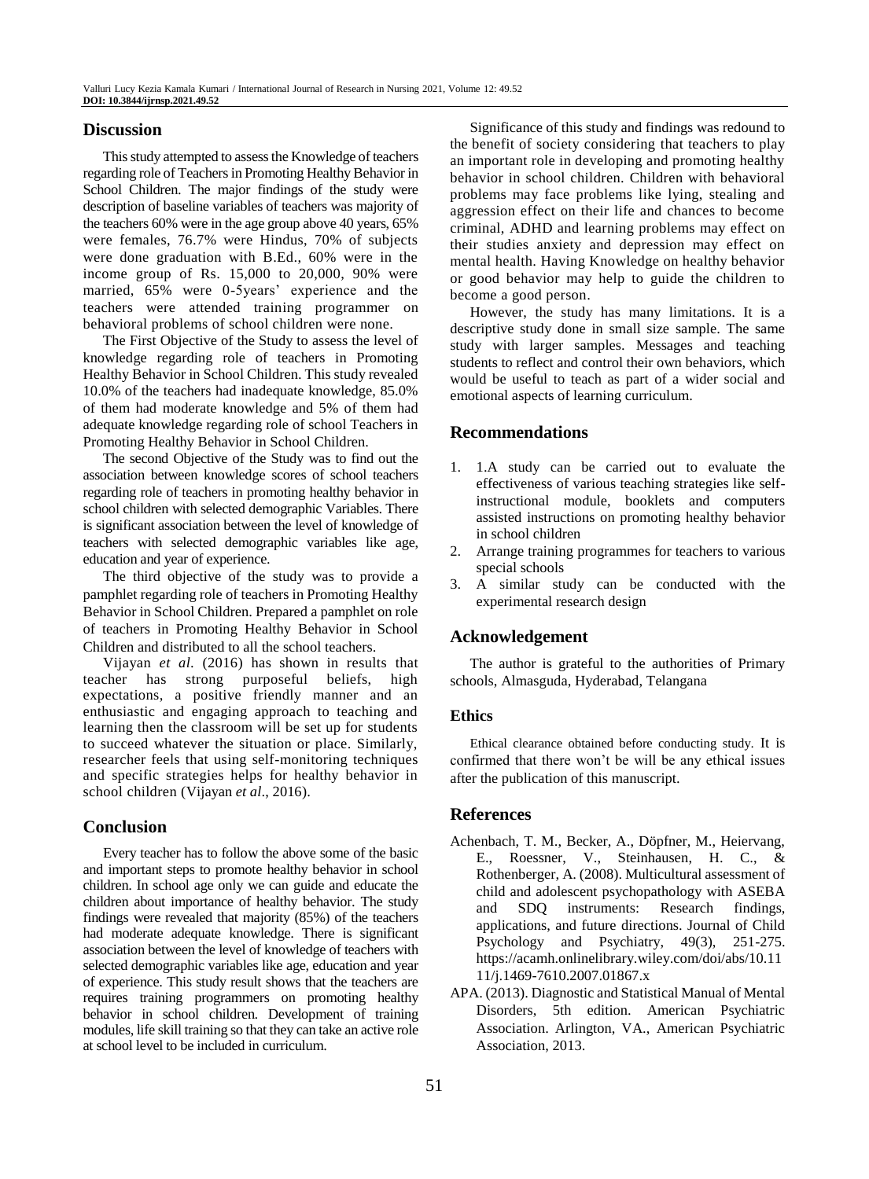## Discussion

This study attempted to assess the Knowledge of teachers regarding role of Teachers in Promoting Healthy Behavior in School Children. The major findings of the study were description of baseline variables of teachers was majority of the teachers 60% were in the age group above 40 years, 65% were females, 76.7% were Hindus, 70% of subjects were done graduation with B.Ed., 60% were in the income group of Rs. 15,000 to 20,000, 90% were married, 65% were 0-5years' experience and the teachers were attended training programmer on behavioral problems of school children were none.

The First Objective of the Study to assess the level of knowledge regarding role of teachers in Promoting Healthy Behavior in School Children. This study revealed 10.0% of the teachers had inadequate knowledge, 85.0% of them had moderate knowledge and 5% of them had adequate knowledge regarding role of school Teachers in Promoting Healthy Behavior in School Children.

The second Objective of the Study was to find out the association between knowledge scores of school teachers regarding role of teachers in promoting healthy behavior in school children with selected demographic Variables. There is significant association between the level of knowledge of teachers with selected demographic variables like age, education and year of experience.

The third objective of the study was to provide a pamphlet regarding role of teachers in Promoting Healthy Behavior in School Children. Prepared a pamphlet on role of teachers in Promoting Healthy Behavior in School Children and distributed to all the school teachers.

Vijayan *et al.* (2016) has shown in results that teacher has strong purposeful beliefs, high expectations, a positive friendly manner and an enthusiastic and engaging approach to teaching and learning then the classroom will be set up for students to succeed whatever the situation or place. Similarly, researcher feels that using self-monitoring techniques and specific strategies helps for healthy behavior in school children (Vijayan *et al*., 2016).

## Conclusion

Every teacher has to follow the above some of the basic and important steps to promote healthy behavior in school children. In school age only we can guide and educate the children about importance of healthy behavior. The study findings were revealed that majority (85%) of the teachers had moderate adequate knowledge. There is significant association between the level of knowledge of teachers with selected demographic variables like age, education and year of experience. This study result shows that the teachers are requires training programmers on promoting healthy behavior in school children. Development of training modules, life skill training so that they can take an active role at school level to be included in curriculum.

Significance of this study and findings was redound to the benefit of society considering that teachers to play an important role in developing and promoting healthy behavior in school children. Children with behavioral problems may face problems like lying, stealing and aggression effect on their life and chances to become criminal, ADHD and learning problems may effect on their studies anxiety and depression may effect on mental health. Having Knowledge on healthy behavior or good behavior may help to guide the children to become a good person.

However, the study has many limitations. It is a descriptive study done in small size sample. The same study with larger samples. Messages and teaching students to reflect and control their own behaviors, which would be useful to teach as part of a wider social and emotional aspects of learning curriculum.

## Recommendations

1. 1.A study can be carried out to evaluate the effectiveness of various teaching strategies like self-instructional module, booklets and computers assisted instructions on promoting healthy behavior in school children
2. Arrange training programmes for teachers to various special schools
3. A similar study can be conducted with the experimental research design

## Acknowledgement

The author is grateful to the authorities of Primary schools, Almasguda, Hyderabad, Telangana

### Ethics

Ethical clearance obtained before conducting study. It is confirmed that there won't be will be any ethical issues after the publication of this manuscript.

## References

Achenbach, T. M., Becker, A., Döpfner, M., Heiervang, E., Roessner, V., Steinhausen, H. C., & Rothenberger, A. (2008). Multicultural assessment of child and adolescent psychopathology with ASEBA and SDQ instruments: Research findings, applications, and future directions. Journal of Child Psychology and Psychiatry, 49(3), 251-275. https://acamh.onlinelibrary.wiley.com/doi/abs/10.1111/j.1469-7610.2007.01867.x

APA. (2013). Diagnostic and Statistical Manual of Mental Disorders, 5th edition. American Psychiatric Association. Arlington, VA., American Psychiatric Association, 2013.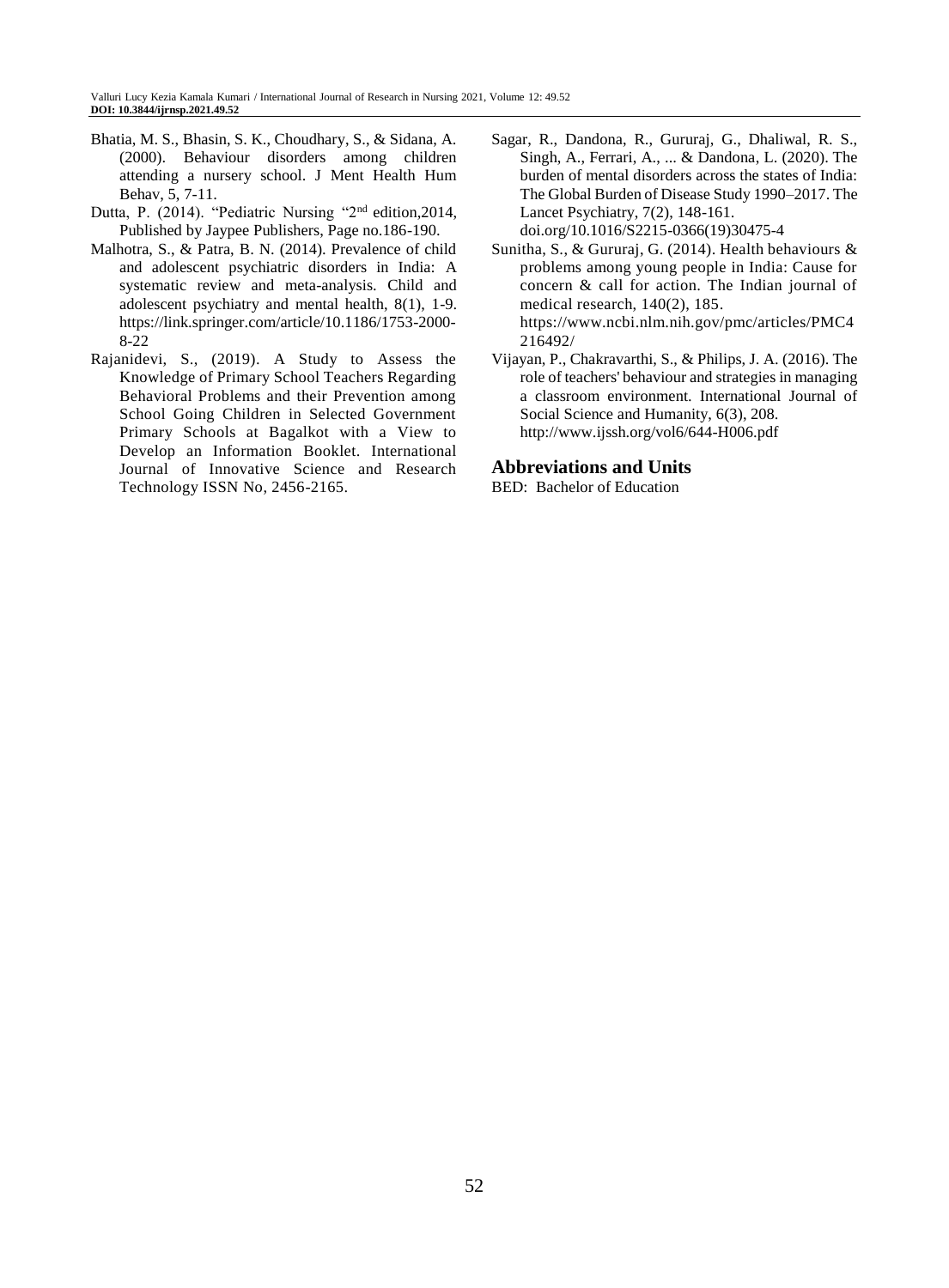Bhatia, M. S., Bhasin, S. K., Choudhary, S., & Sidana, A. (2000). Behaviour disorders among children attending a nursery school. J Ment Health Hum Behav, 5, 7-11.

Dutta, P. (2014). "Pediatric Nursing "2nd edition,2014, Published by Jaypee Publishers, Page no.186-190.

Malhotra, S., & Patra, B. N. (2014). Prevalence of child and adolescent psychiatric disorders in India: A systematic review and meta-analysis. Child and adolescent psychiatry and mental health, 8(1), 1-9. https://link.springer.com/article/10.1186/1753-2000-8-22

Rajanidevi, S., (2019). A Study to Assess the Knowledge of Primary School Teachers Regarding Behavioral Problems and their Prevention among School Going Children in Selected Government Primary Schools at Bagalkot with a View to Develop an Information Booklet. International Journal of Innovative Science and Research Technology ISSN No, 2456-2165.

Sagar, R., Dandona, R., Gururaj, G., Dhaliwal, R. S., Singh, A., Ferrari, A., ... & Dandona, L. (2020). The burden of mental disorders across the states of India: The Global Burden of Disease Study 1990–2017. The Lancet Psychiatry, 7(2), 148-161. doi.org/10.1016/S2215-0366(19)30475-4

Sunitha, S., & Gururaj, G. (2014). Health behaviours & problems among young people in India: Cause for concern & call for action. The Indian journal of medical research, 140(2), 185. https://www.ncbi.nlm.nih.gov/pmc/articles/PMC4216492/

Vijayan, P., Chakravarthi, S., & Philips, J. A. (2016). The role of teachers' behaviour and strategies in managing a classroom environment. International Journal of Social Science and Humanity, 6(3), 208. http://www.ijssh.org/vol6/644-H006.pdf

## Abbreviations and Units

BED: Bachelor of Education